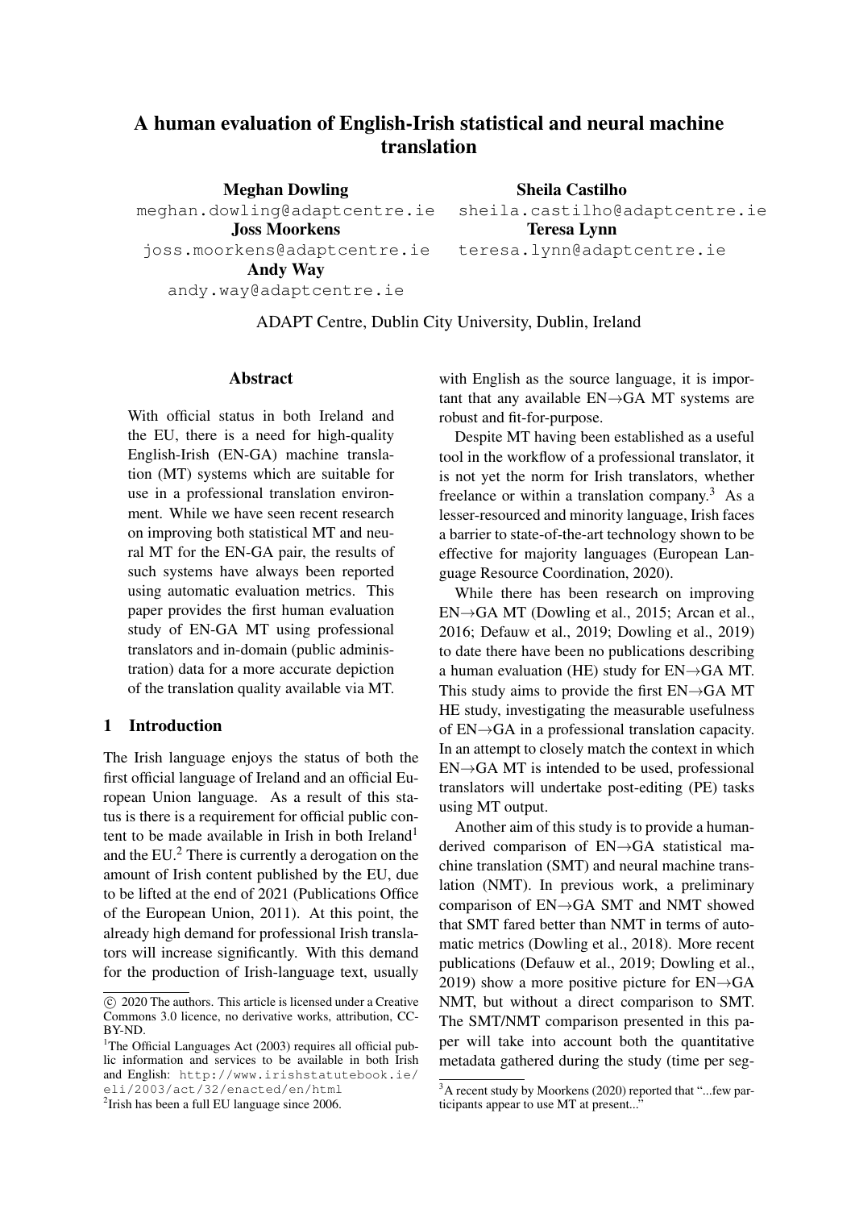# A human evaluation of English-Irish statistical and neural machine translation

**Meghan Dowling**
meghan.dowling@adaptcentre.ie

**Sheila Castilho**
sheila.castilho@adaptcentre.ie

**Joss Moorkens**
joss.moorkens@adaptcentre.ie

**Teresa Lynn**
teresa.lynn@adaptcentre.ie

**Andy Way**
andy.way@adaptcentre.ie

ADAPT Centre, Dublin City University, Dublin, Ireland

## Abstract

With official status in both Ireland and the EU, there is a need for high-quality English-Irish (EN-GA) machine translation (MT) systems which are suitable for use in a professional translation environment. While we have seen recent research on improving both statistical MT and neural MT for the EN-GA pair, the results of such systems have always been reported using automatic evaluation metrics. This paper provides the first human evaluation study of EN-GA MT using professional translators and in-domain (public administration) data for a more accurate depiction of the translation quality available via MT.

## 1 Introduction

The Irish language enjoys the status of both the first official language of Ireland and an official European Union language. As a result of this status is there is a requirement for official public content to be made available in Irish in both Ireland[1] and the EU.[2] There is currently a derogation on the amount of Irish content published by the EU, due to be lifted at the end of 2021 (Publications Office of the European Union, 2011). At this point, the already high demand for professional Irish translators will increase significantly. With this demand for the production of Irish-language text, usually with English as the source language, it is important that any available EN→GA MT systems are robust and fit-for-purpose.

Despite MT having been established as a useful tool in the workflow of a professional translator, it is not yet the norm for Irish translators, whether freelance or within a translation company.[3] As a lesser-resourced and minority language, Irish faces a barrier to state-of-the-art technology shown to be effective for majority languages (European Language Resource Coordination, 2020).

While there has been research on improving EN→GA MT (Dowling et al., 2015; Arcan et al., 2016; Defauw et al., 2019; Dowling et al., 2019) to date there have been no publications describing a human evaluation (HE) study for EN→GA MT. This study aims to provide the first EN→GA MT HE study, investigating the measurable usefulness of EN→GA in a professional translation capacity. In an attempt to closely match the context in which EN→GA MT is intended to be used, professional translators will undertake post-editing (PE) tasks using MT output.

Another aim of this study is to provide a human-derived comparison of EN→GA statistical machine translation (SMT) and neural machine translation (NMT). In previous work, a preliminary comparison of EN→GA SMT and NMT showed that SMT fared better than NMT in terms of automatic metrics (Dowling et al., 2018). More recent publications (Defauw et al., 2019; Dowling et al., 2019) show a more positive picture for EN→GA NMT, but without a direct comparison to SMT. The SMT/NMT comparison presented in this paper will take into account both the quantitative metadata gathered during the study (time per seg-

© 2020 The authors. This article is licensed under a Creative Commons 3.0 licence, no derivative works, attribution, CC-BY-ND.

[1] The Official Languages Act (2003) requires all official public information and services to be available in both Irish and English: http://www.irishstatutebook.ie/eli/2003/act/32/enacted/en/html

[2] Irish has been a full EU language since 2006.

[3] A recent study by Moorkens (2020) reported that "...few participants appear to use MT at present..."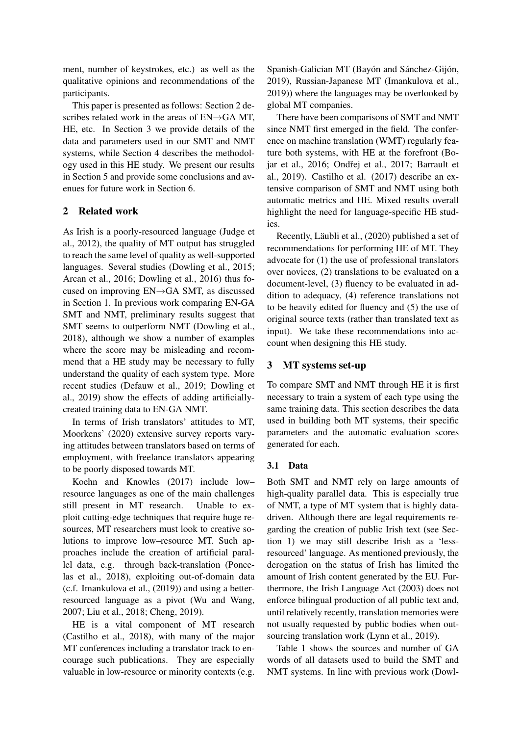ment, number of keystrokes, etc.) as well as the qualitative opinions and recommendations of the participants.

This paper is presented as follows: Section 2 describes related work in the areas of EN→GA MT, HE, etc. In Section 3 we provide details of the data and parameters used in our SMT and NMT systems, while Section 4 describes the methodology used in this HE study. We present our results in Section 5 and provide some conclusions and avenues for future work in Section 6.

## 2 Related work

As Irish is a poorly-resourced language (Judge et al., 2012), the quality of MT output has struggled to reach the same level of quality as well-supported languages. Several studies (Dowling et al., 2015; Arcan et al., 2016; Dowling et al., 2016) thus focused on improving EN→GA SMT, as discussed in Section 1. In previous work comparing EN-GA SMT and NMT, preliminary results suggest that SMT seems to outperform NMT (Dowling et al., 2018), although we show a number of examples where the score may be misleading and recommend that a HE study may be necessary to fully understand the quality of each system type. More recent studies (Defauw et al., 2019; Dowling et al., 2019) show the effects of adding artificially-created training data to EN-GA NMT.

In terms of Irish translators' attitudes to MT, Moorkens' (2020) extensive survey reports varying attitudes between translators based on terms of employment, with freelance translators appearing to be poorly disposed towards MT.

Koehn and Knowles (2017) include low–resource languages as one of the main challenges still present in MT research. Unable to exploit cutting-edge techniques that require huge resources, MT researchers must look to creative solutions to improve low–resource MT. Such approaches include the creation of artificial parallel data, e.g. through back-translation (Poncelas et al., 2018), exploiting out-of-domain data (c.f. Imankulova et al., (2019)) and using a better-resourced language as a pivot (Wu and Wang, 2007; Liu et al., 2018; Cheng, 2019).

HE is a vital component of MT research (Castilho et al., 2018), with many of the major MT conferences including a translator track to encourage such publications. They are especially valuable in low-resource or minority contexts (e.g. Spanish-Galician MT (Bayón and Sánchez-Gijón, 2019), Russian-Japanese MT (Imankulova et al., 2019)) where the languages may be overlooked by global MT companies.

There have been comparisons of SMT and NMT since NMT first emerged in the field. The conference on machine translation (WMT) regularly feature both systems, with HE at the forefront (Bojar et al., 2016; Ondřej et al., 2017; Barrault et al., 2019). Castilho et al. (2017) describe an extensive comparison of SMT and NMT using both automatic metrics and HE. Mixed results overall highlight the need for language-specific HE studies.

Recently, Läubli et al., (2020) published a set of recommendations for performing HE of MT. They advocate for (1) the use of professional translators over novices, (2) translations to be evaluated on a document-level, (3) fluency to be evaluated in addition to adequacy, (4) reference translations not to be heavily edited for fluency and (5) the use of original source texts (rather than translated text as input). We take these recommendations into account when designing this HE study.

## 3 MT systems set-up

To compare SMT and NMT through HE it is first necessary to train a system of each type using the same training data. This section describes the data used in building both MT systems, their specific parameters and the automatic evaluation scores generated for each.

### 3.1 Data

Both SMT and NMT rely on large amounts of high-quality parallel data. This is especially true of NMT, a type of MT system that is highly data-driven. Although there are legal requirements regarding the creation of public Irish text (see Section 1) we may still describe Irish as a 'less-resourced' language. As mentioned previously, the derogation on the status of Irish has limited the amount of Irish content generated by the EU. Furthermore, the Irish Language Act (2003) does not enforce bilingual production of all public text and, until relatively recently, translation memories were not usually requested by public bodies when outsourcing translation work (Lynn et al., 2019).

Table 1 shows the sources and number of GA words of all datasets used to build the SMT and NMT systems. In line with previous work (Dowl-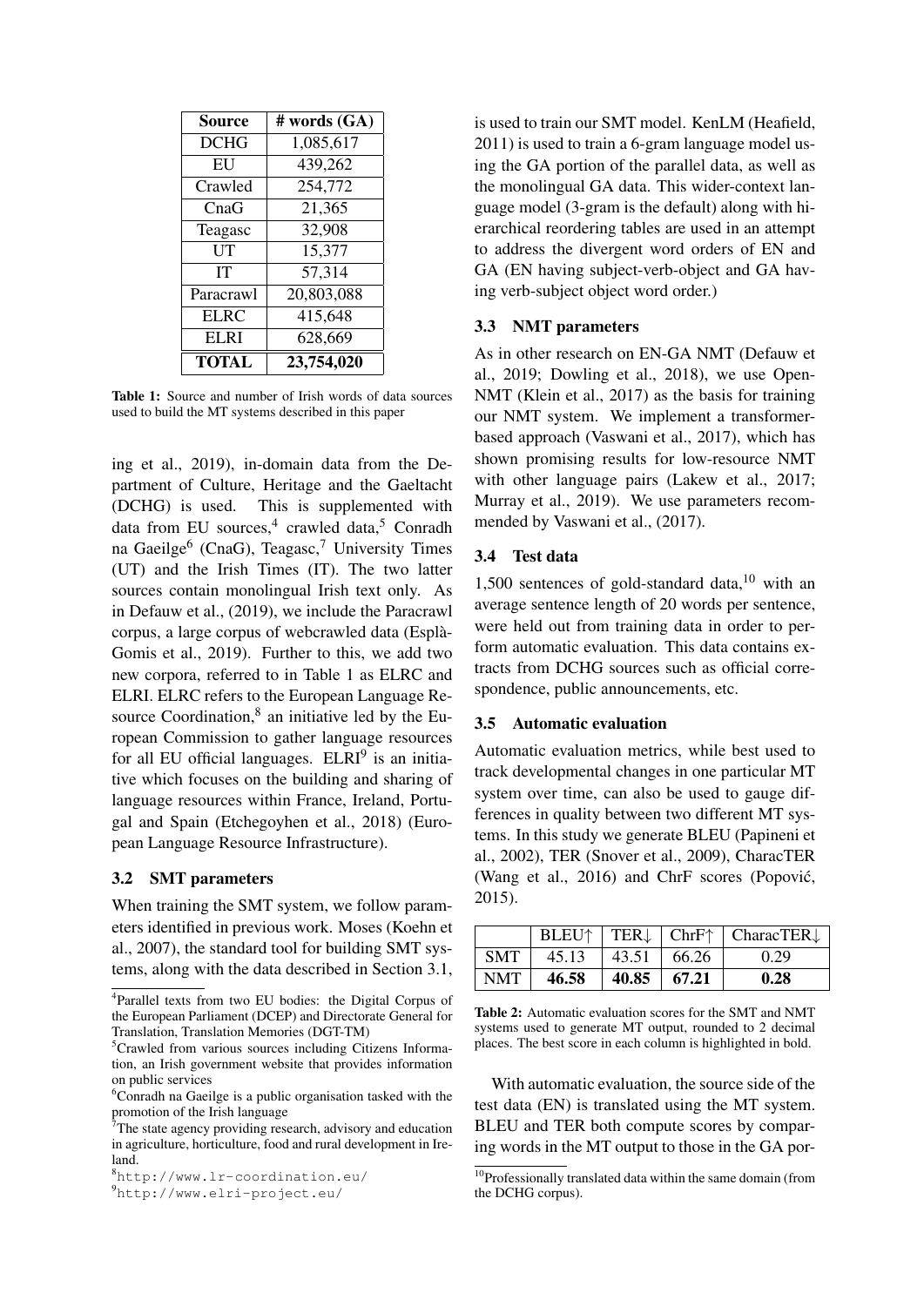| Source | # words (GA) |
|---|---|
| DCHG | 1,085,617 |
| EU | 439,262 |
| Crawled | 254,772 |
| CnaG | 21,365 |
| Teagasc | 32,908 |
| UT | 15,377 |
| IT | 57,314 |
| Paracrawl | 20,803,088 |
| ELRC | 415,648 |
| ELRI | 628,669 |
| **TOTAL** | **23,754,020** |

**Table 1:** Source and number of Irish words of data sources used to build the MT systems described in this paper

ing et al., 2019), in-domain data from the Department of Culture, Heritage and the Gaeltacht (DCHG) is used. This is supplemented with data from EU sources,[4] crawled data,[5] Conradh na Gaeilge[6] (CnaG), Teagasc,[7] University Times (UT) and the Irish Times (IT). The two latter sources contain monolingual Irish text only. As in Defauw et al., (2019), we include the Paracrawl corpus, a large corpus of webcrawled data (Esplà-Gomis et al., 2019). Further to this, we add two new corpora, referred to in Table 1 as ELRC and ELRI. ELRC refers to the European Language Resource Coordination,[8] an initiative led by the European Commission to gather language resources for all EU official languages. ELRI[9] is an initiative which focuses on the building and sharing of language resources within France, Ireland, Portugal and Spain (Etchegoyhen et al., 2018) (European Language Resource Infrastructure).

### 3.2 SMT parameters

When training the SMT system, we follow parameters identified in previous work. Moses (Koehn et al., 2007), the standard tool for building SMT systems, along with the data described in Section 3.1, is used to train our SMT model. KenLM (Heafield, 2011) is used to train a 6-gram language model using the GA portion of the parallel data, as well as the monolingual GA data. This wider-context language model (3-gram is the default) along with hierarchical reordering tables are used in an attempt to address the divergent word orders of EN and GA (EN having subject-verb-object and GA having verb-subject object word order.)

### 3.3 NMT parameters

As in other research on EN-GA NMT (Defauw et al., 2019; Dowling et al., 2018), we use OpenNMT (Klein et al., 2017) as the basis for training our NMT system. We implement a transformer-based approach (Vaswani et al., 2017), which has shown promising results for low-resource NMT with other language pairs (Lakew et al., 2017; Murray et al., 2019). We use parameters recommended by Vaswani et al., (2017).

### 3.4 Test data

1,500 sentences of gold-standard data,[10] with an average sentence length of 20 words per sentence, were held out from training data in order to perform automatic evaluation. This data contains extracts from DCHG sources such as official correspondence, public announcements, etc.

### 3.5 Automatic evaluation

Automatic evaluation metrics, while best used to track developmental changes in one particular MT system over time, can also be used to gauge differences in quality between two different MT systems. In this study we generate BLEU (Papineni et al., 2002), TER (Snover et al., 2009), CharacTER (Wang et al., 2016) and ChrF scores (Popović, 2015).

| | BLEU↑ | TER↓ | ChrF↑ | CharacTER↓ |
|---|---|---|---|---|
| SMT | 45.13 | 43.51 | 66.26 | 0.29 |
| NMT | **46.58** | **40.85** | **67.21** | **0.28** |

**Table 2:** Automatic evaluation scores for the SMT and NMT systems used to generate MT output, rounded to 2 decimal places. The best score in each column is highlighted in bold.

With automatic evaluation, the source side of the test data (EN) is translated using the MT system. BLEU and TER both compute scores by comparing words in the MT output to those in the GA por-

[4] Parallel texts from two EU bodies: the Digital Corpus of the European Parliament (DCEP) and Directorate General for Translation, Translation Memories (DGT-TM)

[5] Crawled from various sources including Citizens Information, an Irish government website that provides information on public services

[6] Conradh na Gaeilge is a public organisation tasked with the promotion of the Irish language

[7] The state agency providing research, advisory and education in agriculture, horticulture, food and rural development in Ireland.

[8] http://www.lr-coordination.eu/

[9] http://www.elri-project.eu/

[10] Professionally translated data within the same domain (from the DCHG corpus).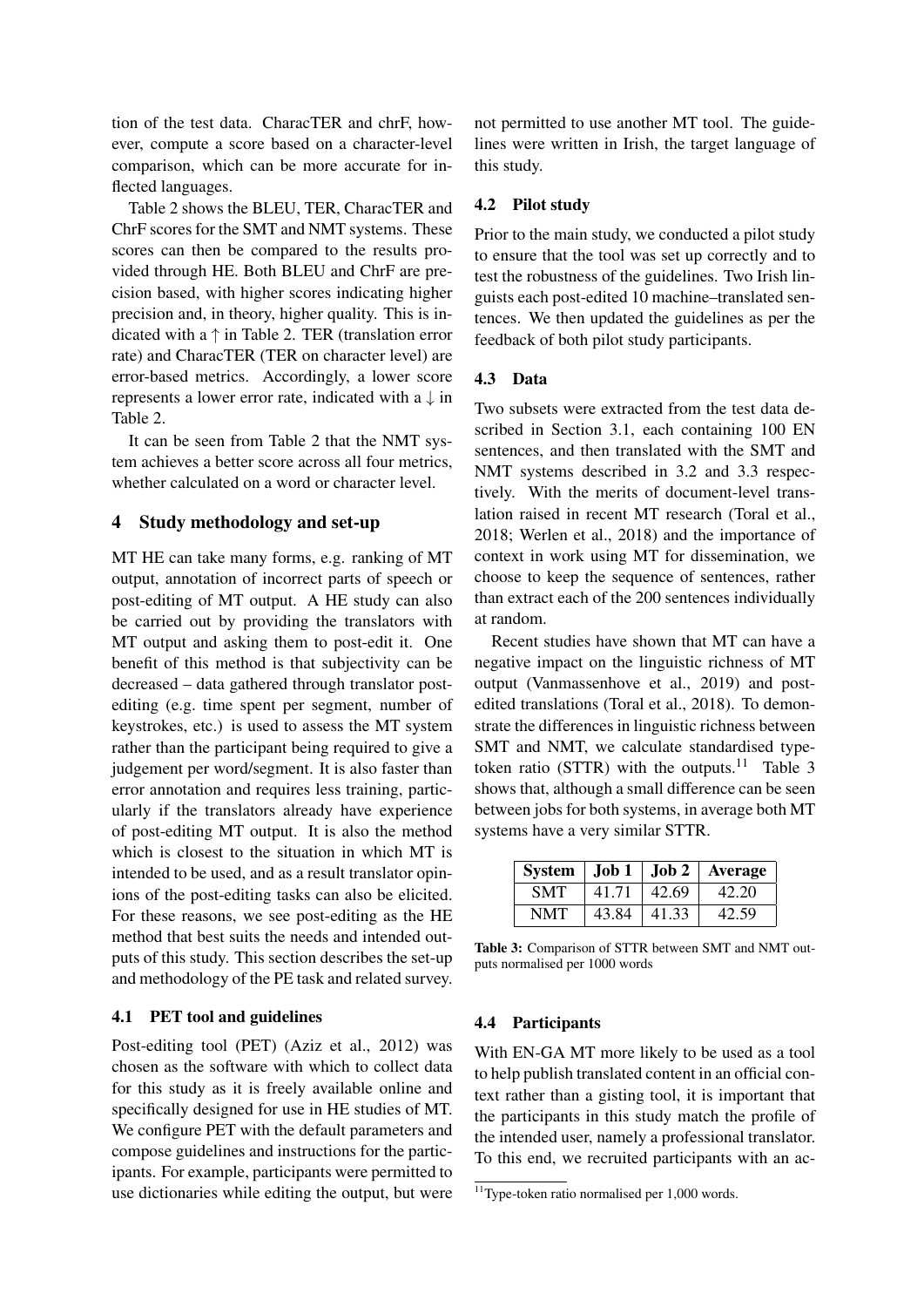tion of the test data. CharacTER and chrF, however, compute a score based on a character-level comparison, which can be more accurate for inflected languages.

Table 2 shows the BLEU, TER, CharacTER and ChrF scores for the SMT and NMT systems. These scores can then be compared to the results provided through HE. Both BLEU and ChrF are precision based, with higher scores indicating higher precision and, in theory, higher quality. This is indicated with a ↑ in Table 2. TER (translation error rate) and CharacTER (TER on character level) are error-based metrics. Accordingly, a lower score represents a lower error rate, indicated with a ↓ in Table 2.

It can be seen from Table 2 that the NMT system achieves a better score across all four metrics, whether calculated on a word or character level.

## 4 Study methodology and set-up

MT HE can take many forms, e.g. ranking of MT output, annotation of incorrect parts of speech or post-editing of MT output. A HE study can also be carried out by providing the translators with MT output and asking them to post-edit it. One benefit of this method is that subjectivity can be decreased – data gathered through translator post-editing (e.g. time spent per segment, number of keystrokes, etc.) is used to assess the MT system rather than the participant being required to give a judgement per word/segment. It is also faster than error annotation and requires less training, particularly if the translators already have experience of post-editing MT output. It is also the method which is closest to the situation in which MT is intended to be used, and as a result translator opinions of the post-editing tasks can also be elicited. For these reasons, we see post-editing as the HE method that best suits the needs and intended outputs of this study. This section describes the set-up and methodology of the PE task and related survey.

### 4.1 PET tool and guidelines

Post-editing tool (PET) (Aziz et al., 2012) was chosen as the software with which to collect data for this study as it is freely available online and specifically designed for use in HE studies of MT. We configure PET with the default parameters and compose guidelines and instructions for the participants. For example, participants were permitted to use dictionaries while editing the output, but were not permitted to use another MT tool. The guidelines were written in Irish, the target language of this study.

### 4.2 Pilot study

Prior to the main study, we conducted a pilot study to ensure that the tool was set up correctly and to test the robustness of the guidelines. Two Irish linguists each post-edited 10 machine–translated sentences. We then updated the guidelines as per the feedback of both pilot study participants.

### 4.3 Data

Two subsets were extracted from the test data described in Section 3.1, each containing 100 EN sentences, and then translated with the SMT and NMT systems described in 3.2 and 3.3 respectively. With the merits of document-level translation raised in recent MT research (Toral et al., 2018; Werlen et al., 2018) and the importance of context in work using MT for dissemination, we choose to keep the sequence of sentences, rather than extract each of the 200 sentences individually at random.

Recent studies have shown that MT can have a negative impact on the linguistic richness of MT output (Vanmassenhove et al., 2019) and post-edited translations (Toral et al., 2018). To demonstrate the differences in linguistic richness between SMT and NMT, we calculate standardised type-token ratio (STTR) with the outputs.[11] Table 3 shows that, although a small difference can be seen between jobs for both systems, in average both MT systems have a very similar STTR.

| System | Job 1 | Job 2 | Average |
|---|---|---|---|
| SMT | 41.71 | 42.69 | 42.20 |
| NMT | 43.84 | 41.33 | 42.59 |

**Table 3:** Comparison of STTR between SMT and NMT outputs normalised per 1000 words

### 4.4 Participants

With EN-GA MT more likely to be used as a tool to help publish translated content in an official context rather than a gisting tool, it is important that the participants in this study match the profile of the intended user, namely a professional translator. To this end, we recruited participants with an ac-

[11] Type-token ratio normalised per 1,000 words.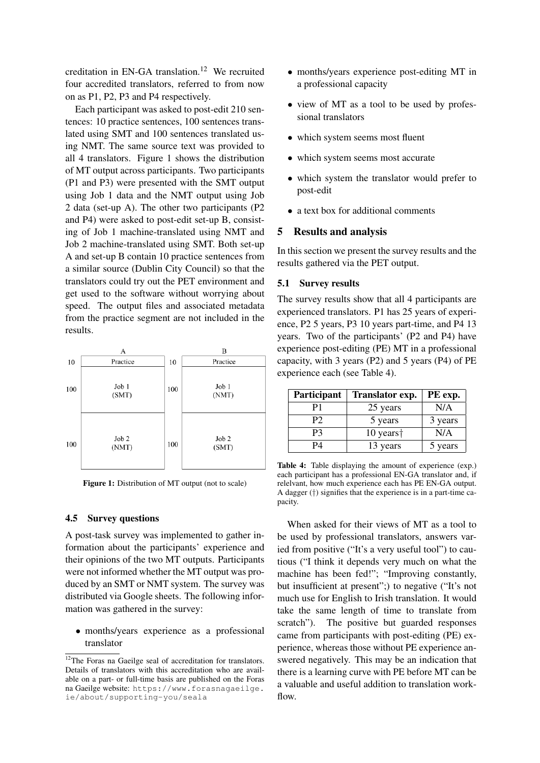creditation in EN-GA translation.[12] We recruited four accredited translators, referred to from now on as P1, P2, P3 and P4 respectively.

Each participant was asked to post-edit 210 sentences: 10 practice sentences, 100 sentences translated using SMT and 100 sentences translated using NMT. The same source text was provided to all 4 translators. Figure 1 shows the distribution of MT output across participants. Two participants (P1 and P3) were presented with the SMT output using Job 1 data and the NMT output using Job 2 data (set-up A). The other two participants (P2 and P4) were asked to post-edit set-up B, consisting of Job 1 machine-translated using NMT and Job 2 machine-translated using SMT. Both set-up A and set-up B contain 10 practice sentences from a similar source (Dublin City Council) so that the translators could try out the PET environment and get used to the software without worrying about speed. The output files and associated metadata from the practice segment are not included in the results.

| | A | | B |
|---|---|---|---|
| 10 | Practice | 10 | Practice |
| 100 | Job 1 (SMT) | 100 | Job 1 (NMT) |
| 100 | Job 2 (NMT) | 100 | Job 2 (SMT) |

**Figure 1:** Distribution of MT output (not to scale)

### 4.5 Survey questions

A post-task survey was implemented to gather information about the participants' experience and their opinions of the two MT outputs. Participants were not informed whether the MT output was produced by an SMT or NMT system. The survey was distributed via Google sheets. The following information was gathered in the survey:

- months/years experience as a professional translator
- months/years experience post-editing MT in a professional capacity
- view of MT as a tool to be used by professional translators
- which system seems most fluent
- which system seems most accurate
- which system the translator would prefer to post-edit
- a text box for additional comments

[12] The Foras na Gaeilge seal of accreditation for translators. Details of translators with this accreditation who are available on a part- or full-time basis are published on the Foras na Gaeilge website: https://www.forasnagaeilge.ie/about/supporting-you/seala

## 5 Results and analysis

In this section we present the survey results and the results gathered via the PET output.

### 5.1 Survey results

The survey results show that all 4 participants are experienced translators. P1 has 25 years of experience, P2 5 years, P3 10 years part-time, and P4 13 years. Two of the participants' (P2 and P4) have experience post-editing (PE) MT in a professional capacity, with 3 years (P2) and 5 years (P4) of PE experience each (see Table 4).

| Participant | Translator exp. | PE exp. |
|---|---|---|
| P1 | 25 years | N/A |
| P2 | 5 years | 3 years |
| P3 | 10 years† | N/A |
| P4 | 13 years | 5 years |

**Table 4:** Table displaying the amount of experience (exp.) each participant has a professional EN-GA translator and, if relelvant, how much experience each has PE EN-GA output. A dagger (†) signifies that the experience is in a part-time capacity.

When asked for their views of MT as a tool to be used by professional translators, answers varied from positive ("It's a very useful tool") to cautious ("I think it depends very much on what the machine has been fed!"; "Improving constantly, but insufficient at present";) to negative ("It's not much use for English to Irish translation. It would take the same length of time to translate from scratch"). The positive but guarded responses came from participants with post-editing (PE) experience, whereas those without PE experience answered negatively. This may be an indication that there is a learning curve with PE before MT can be a valuable and useful addition to translation workflow.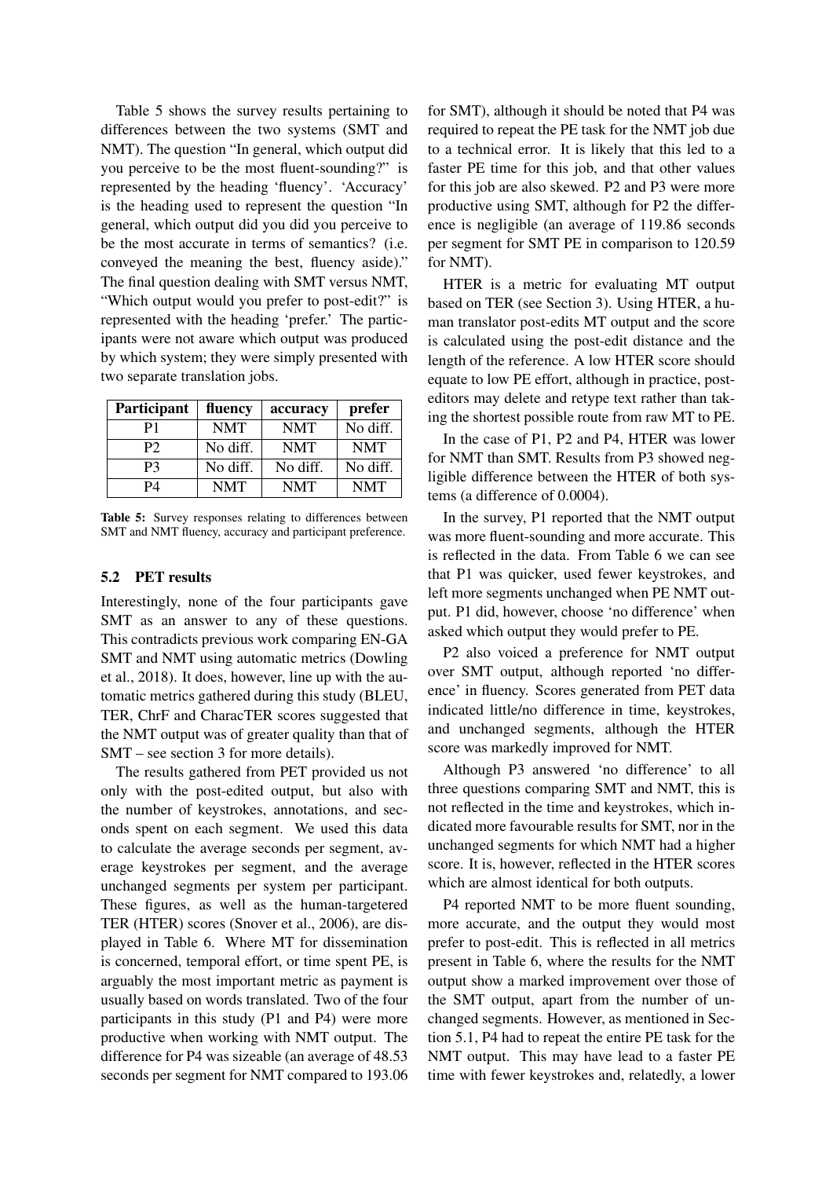Table 5 shows the survey results pertaining to differences between the two systems (SMT and NMT). The question "In general, which output did you perceive to be the most fluent-sounding?" is represented by the heading 'fluency'. 'Accuracy' is the heading used to represent the question "In general, which output did you did you perceive to be the most accurate in terms of semantics? (i.e. conveyed the meaning the best, fluency aside)." The final question dealing with SMT versus NMT, "Which output would you prefer to post-edit?" is represented with the heading 'prefer.' The participants were not aware which output was produced by which system; they were simply presented with two separate translation jobs.

| Participant | fluency | accuracy | prefer |
|---|---|---|---|
| P1 | NMT | NMT | No diff. |
| P2 | No diff. | NMT | NMT |
| P3 | No diff. | No diff. | No diff. |
| P4 | NMT | NMT | NMT |

**Table 5:** Survey responses relating to differences between SMT and NMT fluency, accuracy and participant preference.

### 5.2 PET results

Interestingly, none of the four participants gave SMT as an answer to any of these questions. This contradicts previous work comparing EN-GA SMT and NMT using automatic metrics (Dowling et al., 2018). It does, however, line up with the automatic metrics gathered during this study (BLEU, TER, ChrF and CharacTER scores suggested that the NMT output was of greater quality than that of SMT – see section 3 for more details).

The results gathered from PET provided us not only with the post-edited output, but also with the number of keystrokes, annotations, and seconds spent on each segment. We used this data to calculate the average seconds per segment, average keystrokes per segment, and the average unchanged segments per system per participant. These figures, as well as the human-targetered TER (HTER) scores (Snover et al., 2006), are displayed in Table 6. Where MT for dissemination is concerned, temporal effort, or time spent PE, is arguably the most important metric as payment is usually based on words translated. Two of the four participants in this study (P1 and P4) were more productive when working with NMT output. The difference for P4 was sizeable (an average of 48.53 seconds per segment for NMT compared to 193.06 for SMT), although it should be noted that P4 was required to repeat the PE task for the NMT job due to a technical error. It is likely that this led to a faster PE time for this job, and that other values for this job are also skewed. P2 and P3 were more productive using SMT, although for P2 the difference is negligible (an average of 119.86 seconds per segment for SMT PE in comparison to 120.59 for NMT).

HTER is a metric for evaluating MT output based on TER (see Section 3). Using HTER, a human translator post-edits MT output and the score is calculated using the post-edit distance and the length of the reference. A low HTER score should equate to low PE effort, although in practice, post-editors may delete and retype text rather than taking the shortest possible route from raw MT to PE.

In the case of P1, P2 and P4, HTER was lower for NMT than SMT. Results from P3 showed negligible difference between the HTER of both systems (a difference of 0.0004).

In the survey, P1 reported that the NMT output was more fluent-sounding and more accurate. This is reflected in the data. From Table 6 we can see that P1 was quicker, used fewer keystrokes, and left more segments unchanged when PE NMT output. P1 did, however, choose 'no difference' when asked which output they would prefer to PE.

P2 also voiced a preference for NMT output over SMT output, although reported 'no difference' in fluency. Scores generated from PET data indicated little/no difference in time, keystrokes, and unchanged segments, although the HTER score was markedly improved for NMT.

Although P3 answered 'no difference' to all three questions comparing SMT and NMT, this is not reflected in the time and keystrokes, which indicated more favourable results for SMT, nor in the unchanged segments for which NMT had a higher score. It is, however, reflected in the HTER scores which are almost identical for both outputs.

P4 reported NMT to be more fluent sounding, more accurate, and the output they would most prefer to post-edit. This is reflected in all metrics present in Table 6, where the results for the NMT output show a marked improvement over those of the SMT output, apart from the number of unchanged segments. However, as mentioned in Section 5.1, P4 had to repeat the entire PE task for the NMT output. This may have lead to a faster PE time with fewer keystrokes and, relatedly, a lower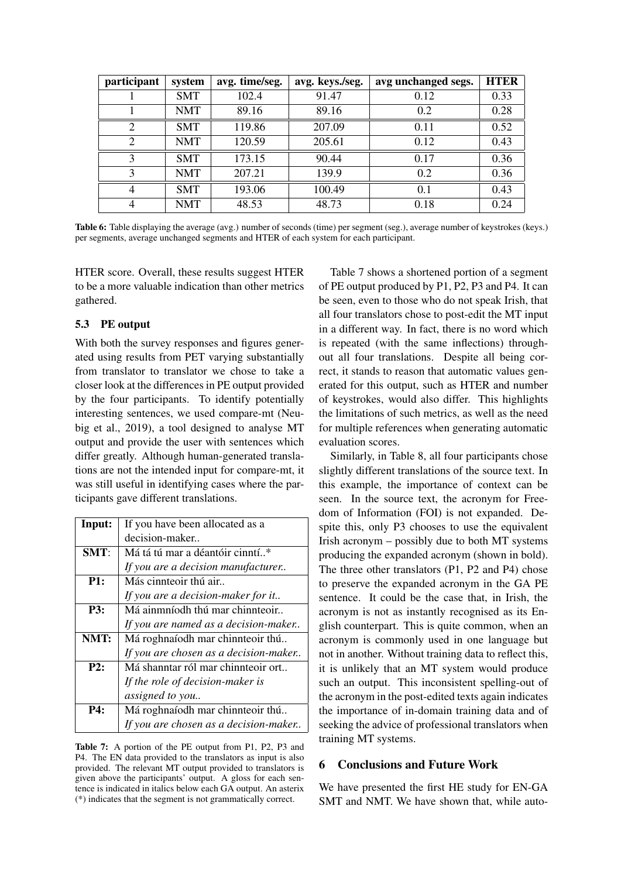| participant | system | avg. time/seg. | avg. keys./seg. | avg unchanged segs. | HTER |
|---|---|---|---|---|---|
| 1 | SMT | 102.4 | 91.47 | 0.12 | 0.33 |
| 1 | NMT | 89.16 | 89.16 | 0.2 | 0.28 |
| 2 | SMT | 119.86 | 207.09 | 0.11 | 0.52 |
| 2 | NMT | 120.59 | 205.61 | 0.12 | 0.43 |
| 3 | SMT | 173.15 | 90.44 | 0.17 | 0.36 |
| 3 | NMT | 207.21 | 139.9 | 0.2 | 0.36 |
| 4 | SMT | 193.06 | 100.49 | 0.1 | 0.43 |
| 4 | NMT | 48.53 | 48.73 | 0.18 | 0.24 |

**Table 6:** Table displaying the average (avg.) number of seconds (time) per segment (seg.), average number of keystrokes (keys.) per segments, average unchanged segments and HTER of each system for each participant.

HTER score. Overall, these results suggest HTER to be a more valuable indication than other metrics gathered.

### 5.3 PE output

With both the survey responses and figures generated using results from PET varying substantially from translator to translator we chose to take a closer look at the differences in PE output provided by the four participants. To identify potentially interesting sentences, we used compare-mt (Neubig et al., 2019), a tool designed to analyse MT output and provide the user with sentences which differ greatly. Although human-generated translations are not the intended input for compare-mt, it was still useful in identifying cases where the participants gave different translations.

| **Input:** | If you have been allocated as a decision-maker.. |
|---|---|
| **SMT**: | Má tá tú mar a déantóir cinntí..* <br> *If you are a decision manufacturer..* |
| **P1:** | Más cinnteoir thú air.. <br> *If you are a decision-maker for it..* |
| **P3:** | Má ainmníodh thú mar chinnteoir.. <br> *If you are named as a decision-maker..* |
| **NMT:** | Má roghnaíodh mar chinnteoir thú.. <br> *If you are chosen as a decision-maker..* |
| **P2:** | Má shanntar ról mar chinnteoir ort.. <br> *If the role of decision-maker is assigned to you..* |
| **P4:** | Má roghnaíodh mar chinnteoir thú.. <br> *If you are chosen as a decision-maker..* |

**Table 7:** A portion of the PE output from P1, P2, P3 and P4. The EN data provided to the translators as input is also provided. The relevant MT output provided to translators is given above the participants' output. A gloss for each sentence is indicated in italics below each GA output. An asterix (*) indicates that the segment is not grammatically correct.

Table 7 shows a shortened portion of a segment of PE output produced by P1, P2, P3 and P4. It can be seen, even to those who do not speak Irish, that all four translators chose to post-edit the MT input in a different way. In fact, there is no word which is repeated (with the same inflections) throughout all four translations. Despite all being correct, it stands to reason that automatic values generated for this output, such as HTER and number of keystrokes, would also differ. This highlights the limitations of such metrics, as well as the need for multiple references when generating automatic evaluation scores.

Similarly, in Table 8, all four participants chose slightly different translations of the source text. In this example, the importance of context can be seen. In the source text, the acronym for Freedom of Information (FOI) is not expanded. Despite this, only P3 chooses to use the equivalent Irish acronym – possibly due to both MT systems producing the expanded acronym (shown in bold). The three other translators (P1, P2 and P4) chose to preserve the expanded acronym in the GA PE sentence. It could be the case that, in Irish, the acronym is not as instantly recognised as its English counterpart. This is quite common, when an acronym is commonly used in one language but not in another. Without training data to reflect this, it is unlikely that an MT system would produce such an output. This inconsistent spelling-out of the acronym in the post-edited texts again indicates the importance of in-domain training data and of seeking the advice of professional translators when training MT systems.

## 6 Conclusions and Future Work

We have presented the first HE study for EN-GA SMT and NMT. We have shown that, while auto-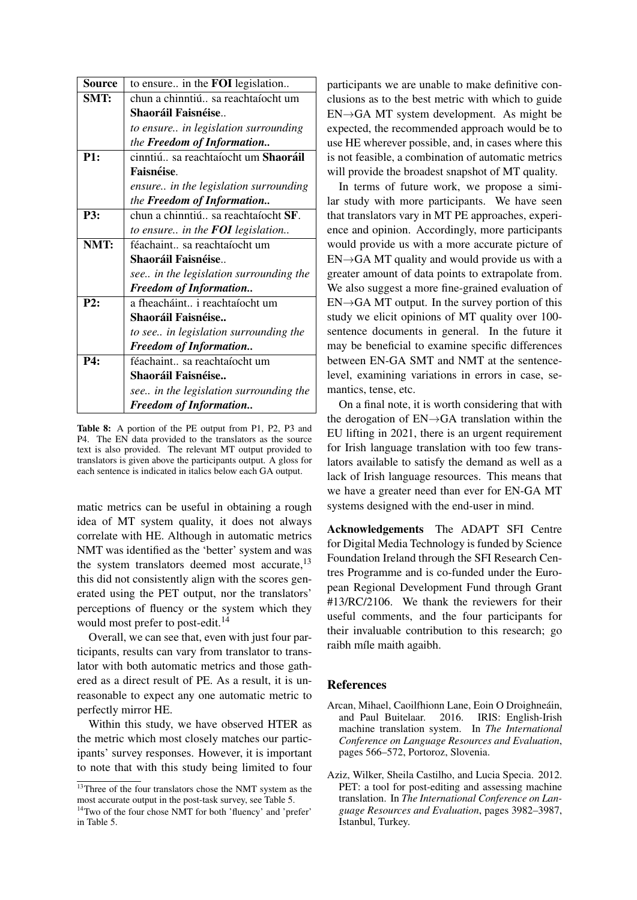| **Source** | to ensure.. in the **FOI** legislation.. |
|---|---|
| **SMT:** | chun a chinntiú.. sa reachtaíocht um **Shaoráil Faisnéise**.. *to ensure.. in legislation surrounding the* ***Freedom of Information..*** |
| **P1:** | cinntiú.. sa reachtaíocht um **Shaoráil Faisnéise**. *ensure.. in the legislation surrounding the* ***Freedom of Information..*** |
| **P3:** | chun a chinntiú.. sa reachtaíocht **SF**. *to ensure.. in the* ***FOI*** *legislation..* |
| **NMT:** | féachaint.. sa reachtaíocht um **Shaoráil Faisnéise**.. *see.. in the legislation surrounding the* ***Freedom of Information..*** |
| **P2:** | a fheacháint.. i reachtaíocht um **Shaoráil Faisnéise..** *to see.. in legislation surrounding the* ***Freedom of Information..*** |
| **P4:** | féachaint.. sa reachtaíocht um **Shaoráil Faisnéise..** *see.. in the legislation surrounding the* ***Freedom of Information..*** |

**Table 8:** A portion of the PE output from P1, P2, P3 and P4. The EN data provided to the translators as the source text is also provided. The relevant MT output provided to translators is given above the participants output. A gloss for each sentence is indicated in italics below each GA output.

matic metrics can be useful in obtaining a rough idea of MT system quality, it does not always correlate with HE. Although in automatic metrics NMT was identified as the 'better' system and was the system translators deemed most accurate,[13] this did not consistently align with the scores generated using the PET output, nor the translators' perceptions of fluency or the system which they would most prefer to post-edit.[14]

Overall, we can see that, even with just four participants, results can vary from translator to translator with both automatic metrics and those gathered as a direct result of PE. As a result, it is unreasonable to expect any one automatic metric to perfectly mirror HE.

Within this study, we have observed HTER as the metric which most closely matches our participants' survey responses. However, it is important to note that with this study being limited to four participants we are unable to make definitive conclusions as to the best metric with which to guide EN→GA MT system development. As might be expected, the recommended approach would be to use HE wherever possible, and, in cases where this is not feasible, a combination of automatic metrics will provide the broadest snapshot of MT quality.

In terms of future work, we propose a similar study with more participants. We have seen that translators vary in MT PE approaches, experience and opinion. Accordingly, more participants would provide us with a more accurate picture of EN→GA MT quality and would provide us with a greater amount of data points to extrapolate from. We also suggest a more fine-grained evaluation of EN→GA MT output. In the survey portion of this study we elicit opinions of MT quality over 100-sentence documents in general. In the future it may be beneficial to examine specific differences between EN-GA SMT and NMT at the sentence-level, examining variations in errors in case, semantics, tense, etc.

On a final note, it is worth considering that with the derogation of EN→GA translation within the EU lifting in 2021, there is an urgent requirement for Irish language translation with too few translators available to satisfy the demand as well as a lack of Irish language resources. This means that we have a greater need than ever for EN-GA MT systems designed with the end-user in mind.

**Acknowledgements** The ADAPT SFI Centre for Digital Media Technology is funded by Science Foundation Ireland through the SFI Research Centres Programme and is co-funded under the European Regional Development Fund through Grant #13/RC/2106. We thank the reviewers for their useful comments, and the four participants for their invaluable contribution to this research; go raibh míle maith agaibh.

## References

Arcan, Mihael, Caoilfhionn Lane, Eoin O Droighneáin, and Paul Buitelaar. 2016. IRIS: English-Irish machine translation system. In *The International Conference on Language Resources and Evaluation*, pages 566–572, Portoroz, Slovenia.

Aziz, Wilker, Sheila Castilho, and Lucia Specia. 2012. PET: a tool for post-editing and assessing machine translation. In *The International Conference on Language Resources and Evaluation*, pages 3982–3987, Istanbul, Turkey.

[13] Three of the four translators chose the NMT system as the most accurate output in the post-task survey, see Table 5.

[14] Two of the four chose NMT for both 'fluency' and 'prefer' in Table 5.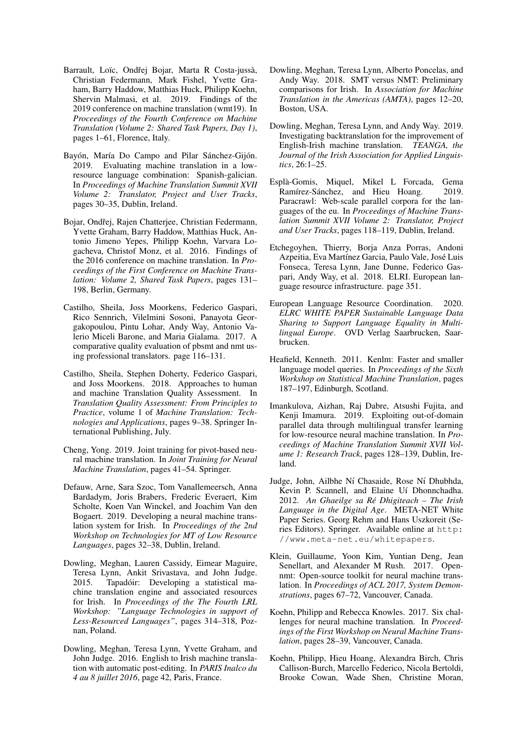Barrault, Loïc, Ondřej Bojar, Marta R Costa-jussà, Christian Federmann, Mark Fishel, Yvette Graham, Barry Haddow, Matthias Huck, Philipp Koehn, Shervin Malmasi, et al. 2019. Findings of the 2019 conference on machine translation (wmt19). In *Proceedings of the Fourth Conference on Machine Translation (Volume 2: Shared Task Papers, Day 1)*, pages 1–61, Florence, Italy.

Bayón, María Do Campo and Pilar Sánchez-Gijón. 2019. Evaluating machine translation in a low-resource language combination: Spanish-galician. In *Proceedings of Machine Translation Summit XVII Volume 2: Translator, Project and User Tracks*, pages 30–35, Dublin, Ireland.

Bojar, Ondřej, Rajen Chatterjee, Christian Federmann, Yvette Graham, Barry Haddow, Matthias Huck, Antonio Jimeno Yepes, Philipp Koehn, Varvara Logacheva, Christof Monz, et al. 2016. Findings of the 2016 conference on machine translation. In *Proceedings of the First Conference on Machine Translation: Volume 2, Shared Task Papers*, pages 131–198, Berlin, Germany.

Castilho, Sheila, Joss Moorkens, Federico Gaspari, Rico Sennrich, Vilelmini Sosoni, Panayota Georgakopoulou, Pintu Lohar, Andy Way, Antonio Valerio Miceli Barone, and Maria Gialama. 2017. A comparative quality evaluation of pbsmt and nmt using professional translators. page 116–131.

Castilho, Sheila, Stephen Doherty, Federico Gaspari, and Joss Moorkens. 2018. Approaches to human and machine Translation Quality Assessment. In *Translation Quality Assessment: From Principles to Practice*, volume 1 of *Machine Translation: Technologies and Applications*, pages 9–38. Springer International Publishing, July.

Cheng, Yong. 2019. Joint training for pivot-based neural machine translation. In *Joint Training for Neural Machine Translation*, pages 41–54. Springer.

Defauw, Arne, Sara Szoc, Tom Vanallemeersch, Anna Bardadym, Joris Brabers, Frederic Everaert, Kim Scholte, Koen Van Winckel, and Joachim Van den Bogaert. 2019. Developing a neural machine translation system for Irish. In *Proceedings of the 2nd Workshop on Technologies for MT of Low Resource Languages*, pages 32–38, Dublin, Ireland.

Dowling, Meghan, Lauren Cassidy, Eimear Maguire, Teresa Lynn, Ankit Srivastava, and John Judge. 2015. Tapadóir: Developing a statistical machine translation engine and associated resources for Irish. In *Proceedings of the The Fourth LRL Workshop: "Language Technologies in support of Less-Resourced Languages"*, pages 314–318, Poznan, Poland.

Dowling, Meghan, Teresa Lynn, Yvette Graham, and John Judge. 2016. English to Irish machine translation with automatic post-editing. In *PARIS Inalco du 4 au 8 juillet 2016*, page 42, Paris, France.

Dowling, Meghan, Teresa Lynn, Alberto Poncelas, and Andy Way. 2018. SMT versus NMT: Preliminary comparisons for Irish. In *Association for Machine Translation in the Americas (AMTA)*, pages 12–20, Boston, USA.

Dowling, Meghan, Teresa Lynn, and Andy Way. 2019. Investigating backtranslation for the improvement of English-Irish machine translation. *TEANGA, the Journal of the Irish Association for Applied Linguistics*, 26:1–25.

Esplà-Gomis, Miquel, Mikel L Forcada, Gema Ramírez-Sánchez, and Hieu Hoang. 2019. Paracrawl: Web-scale parallel corpora for the languages of the eu. In *Proceedings of Machine Translation Summit XVII Volume 2: Translator, Project and User Tracks*, pages 118–119, Dublin, Ireland.

Etchegoyhen, Thierry, Borja Anza Porras, Andoni Azpeitia, Eva Martínez Garcia, Paulo Vale, José Luis Fonseca, Teresa Lynn, Jane Dunne, Federico Gaspari, Andy Way, et al. 2018. ELRI. European language resource infrastructure. page 351.

European Language Resource Coordination. 2020. *ELRC WHITE PAPER Sustainable Language Data Sharing to Support Language Equality in Multilingual Europe*. OVD Verlag Saarbrucken, Saarbrucken.

Heafield, Kenneth. 2011. Kenlm: Faster and smaller language model queries. In *Proceedings of the Sixth Workshop on Statistical Machine Translation*, pages 187–197, Edinburgh, Scotland.

Imankulova, Aizhan, Raj Dabre, Atsushi Fujita, and Kenji Imamura. 2019. Exploiting out-of-domain parallel data through multilingual transfer learning for low-resource neural machine translation. In *Proceedings of Machine Translation Summit XVII Volume 1: Research Track*, pages 128–139, Dublin, Ireland.

Judge, John, Ailbhe Ní Chasaide, Rose Ní Dhubhda, Kevin P. Scannell, and Elaine Uí Dhonnchadha. 2012. *An Ghaeilge sa Ré Dhigiteach – The Irish Language in the Digital Age*. META-NET White Paper Series. Georg Rehm and Hans Uszkoreit (Series Editors). Springer. Available online at http://www.meta-net.eu/whitepapers.

Klein, Guillaume, Yoon Kim, Yuntian Deng, Jean Senellart, and Alexander M Rush. 2017. Opennmt: Open-source toolkit for neural machine translation. In *Proceedings of ACL 2017, System Demonstrations*, pages 67–72, Vancouver, Canada.

Koehn, Philipp and Rebecca Knowles. 2017. Six challenges for neural machine translation. In *Proceedings of the First Workshop on Neural Machine Translation*, pages 28–39, Vancouver, Canada.

Koehn, Philipp, Hieu Hoang, Alexandra Birch, Chris Callison-Burch, Marcello Federico, Nicola Bertoldi, Brooke Cowan, Wade Shen, Christine Moran,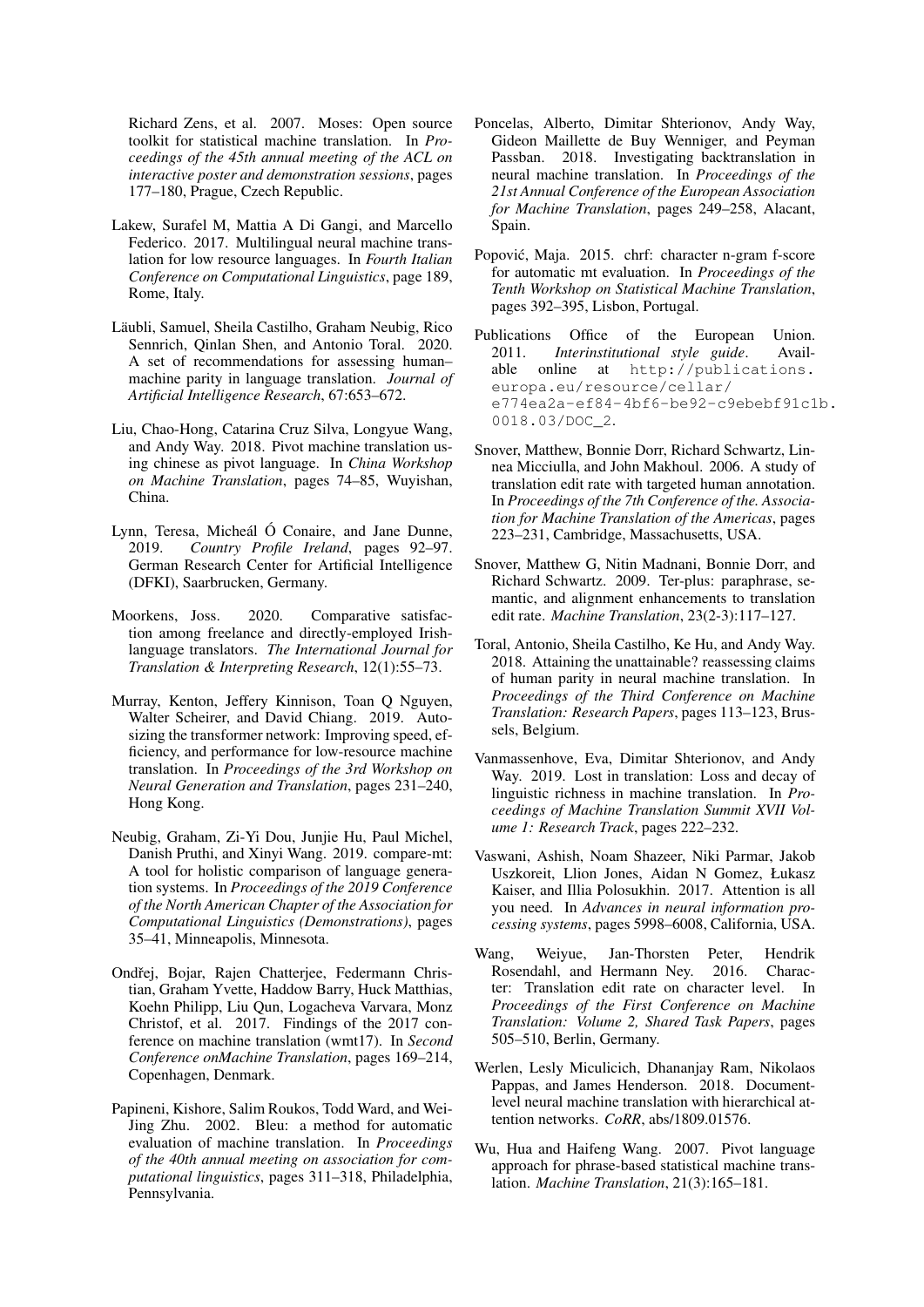Richard Zens, et al. 2007. Moses: Open source toolkit for statistical machine translation. In *Proceedings of the 45th annual meeting of the ACL on interactive poster and demonstration sessions*, pages 177–180, Prague, Czech Republic.

Lakew, Surafel M, Mattia A Di Gangi, and Marcello Federico. 2017. Multilingual neural machine translation for low resource languages. In *Fourth Italian Conference on Computational Linguistics*, page 189, Rome, Italy.

Läubli, Samuel, Sheila Castilho, Graham Neubig, Rico Sennrich, Qinlan Shen, and Antonio Toral. 2020. A set of recommendations for assessing human–machine parity in language translation. *Journal of Artificial Intelligence Research*, 67:653–672.

Liu, Chao-Hong, Catarina Cruz Silva, Longyue Wang, and Andy Way. 2018. Pivot machine translation using chinese as pivot language. In *China Workshop on Machine Translation*, pages 74–85, Wuyishan, China.

Lynn, Teresa, Micheál Ó Conaire, and Jane Dunne, 2019. *Country Profile Ireland*, pages 92–97. German Research Center for Artificial Intelligence (DFKI), Saarbrucken, Germany.

Moorkens, Joss. 2020. Comparative satisfaction among freelance and directly-employed Irish-language translators. *The International Journal for Translation & Interpreting Research*, 12(1):55–73.

Murray, Kenton, Jeffery Kinnison, Toan Q Nguyen, Walter Scheirer, and David Chiang. 2019. Auto-sizing the transformer network: Improving speed, efficiency, and performance for low-resource machine translation. In *Proceedings of the 3rd Workshop on Neural Generation and Translation*, pages 231–240, Hong Kong.

Neubig, Graham, Zi-Yi Dou, Junjie Hu, Paul Michel, Danish Pruthi, and Xinyi Wang. 2019. compare-mt: A tool for holistic comparison of language generation systems. In *Proceedings of the 2019 Conference of the North American Chapter of the Association for Computational Linguistics (Demonstrations)*, pages 35–41, Minneapolis, Minnesota.

Ondřej, Bojar, Rajen Chatterjee, Federmann Christian, Graham Yvette, Haddow Barry, Huck Matthias, Koehn Philipp, Liu Qun, Logacheva Varvara, Monz Christof, et al. 2017. Findings of the 2017 conference on machine translation (wmt17). In *Second Conference onMachine Translation*, pages 169–214, Copenhagen, Denmark.

Papineni, Kishore, Salim Roukos, Todd Ward, and Wei-Jing Zhu. 2002. Bleu: a method for automatic evaluation of machine translation. In *Proceedings of the 40th annual meeting on association for computational linguistics*, pages 311–318, Philadelphia, Pennsylvania.

Poncelas, Alberto, Dimitar Shterionov, Andy Way, Gideon Maillette de Buy Wenniger, and Peyman Passban. 2018. Investigating backtranslation in neural machine translation. In *Proceedings of the 21st Annual Conference of the European Association for Machine Translation*, pages 249–258, Alacant, Spain.

Popović, Maja. 2015. chrf: character n-gram f-score for automatic mt evaluation. In *Proceedings of the Tenth Workshop on Statistical Machine Translation*, pages 392–395, Lisbon, Portugal.

Publications Office of the European Union. 2011. *Interinstitutional style guide*. Available online at `http://publications.europa.eu/resource/cellar/e774ea2a-ef84-4bf6-be92-c9ebebf91c1b.0018.03/DOC_2`.

Snover, Matthew, Bonnie Dorr, Richard Schwartz, Linnea Micciulla, and John Makhoul. 2006. A study of translation edit rate with targeted human annotation. In *Proceedings of the 7th Conference of the. Association for Machine Translation of the Americas*, pages 223–231, Cambridge, Massachusetts, USA.

Snover, Matthew G, Nitin Madnani, Bonnie Dorr, and Richard Schwartz. 2009. Ter-plus: paraphrase, semantic, and alignment enhancements to translation edit rate. *Machine Translation*, 23(2-3):117–127.

Toral, Antonio, Sheila Castilho, Ke Hu, and Andy Way. 2018. Attaining the unattainable? reassessing claims of human parity in neural machine translation. In *Proceedings of the Third Conference on Machine Translation: Research Papers*, pages 113–123, Brussels, Belgium.

Vanmassenhove, Eva, Dimitar Shterionov, and Andy Way. 2019. Lost in translation: Loss and decay of linguistic richness in machine translation. In *Proceedings of Machine Translation Summit XVII Volume 1: Research Track*, pages 222–232.

Vaswani, Ashish, Noam Shazeer, Niki Parmar, Jakob Uszkoreit, Llion Jones, Aidan N Gomez, Łukasz Kaiser, and Illia Polosukhin. 2017. Attention is all you need. In *Advances in neural information processing systems*, pages 5998–6008, California, USA.

Wang, Weiyue, Jan-Thorsten Peter, Hendrik Rosendahl, and Hermann Ney. 2016. Character: Translation edit rate on character level. In *Proceedings of the First Conference on Machine Translation: Volume 2, Shared Task Papers*, pages 505–510, Berlin, Germany.

Werlen, Lesly Miculicich, Dhananjay Ram, Nikolaos Pappas, and James Henderson. 2018. Document-level neural machine translation with hierarchical attention networks. *CoRR*, abs/1809.01576.

Wu, Hua and Haifeng Wang. 2007. Pivot language approach for phrase-based statistical machine translation. *Machine Translation*, 21(3):165–181.